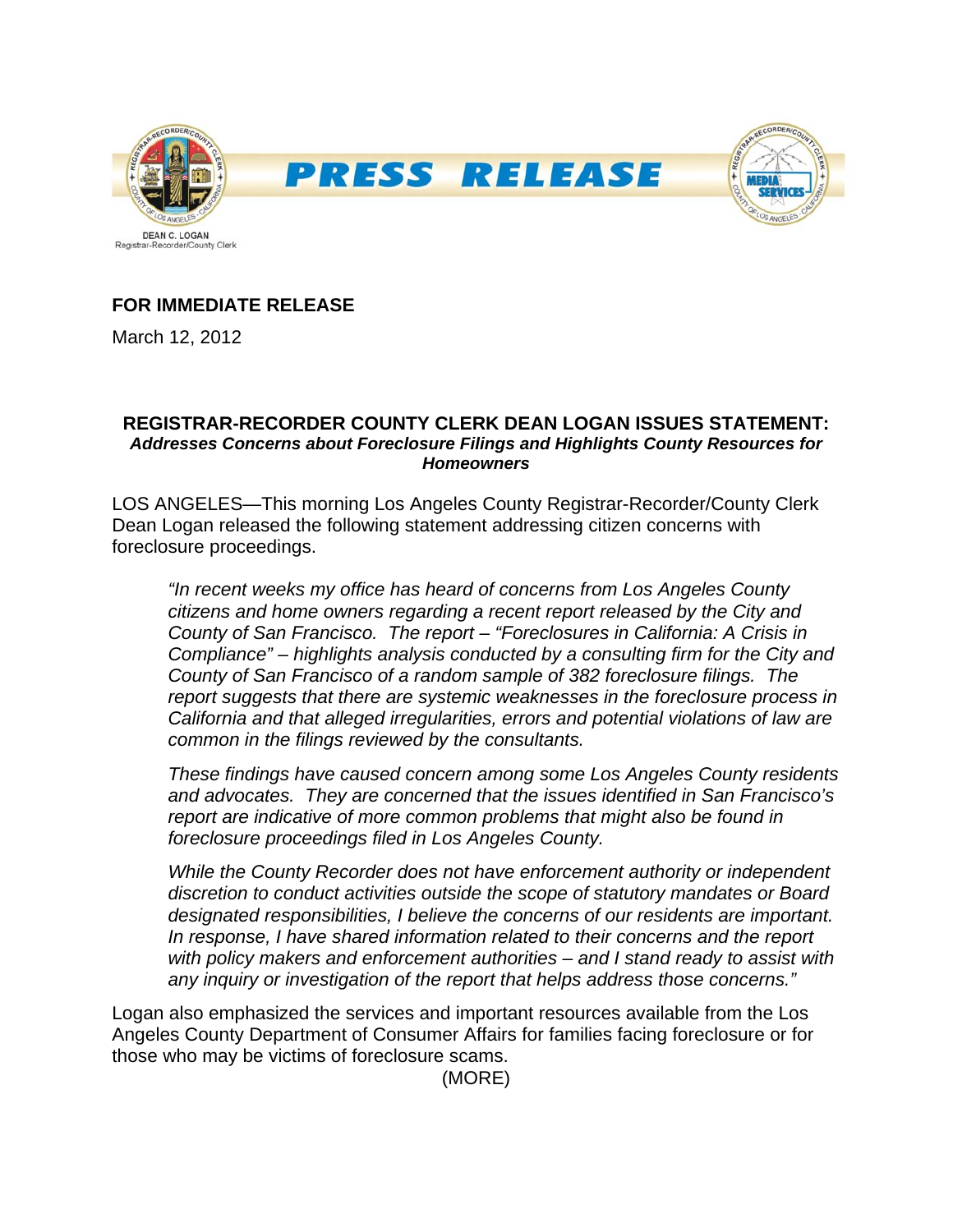**PRESS RELEASE**

DEAN C. LOGAN
Registrar-Recorder/County Clerk

**FOR IMMEDIATE RELEASE**

March 12, 2012

## REGISTRAR-RECORDER COUNTY CLERK DEAN LOGAN ISSUES STATEMENT:

***Addresses Concerns about Foreclosure Filings and Highlights County Resources for Homeowners***

LOS ANGELES—This morning Los Angeles County Registrar-Recorder/County Clerk Dean Logan released the following statement addressing citizen concerns with foreclosure proceedings.

> *"In recent weeks my office has heard of concerns from Los Angeles County citizens and home owners regarding a recent report released by the City and County of San Francisco. The report – "Foreclosures in California: A Crisis in Compliance" – highlights analysis conducted by a consulting firm for the City and County of San Francisco of a random sample of 382 foreclosure filings. The report suggests that there are systemic weaknesses in the foreclosure process in California and that alleged irregularities, errors and potential violations of law are common in the filings reviewed by the consultants.*
>
> *These findings have caused concern among some Los Angeles County residents and advocates. They are concerned that the issues identified in San Francisco's report are indicative of more common problems that might also be found in foreclosure proceedings filed in Los Angeles County.*
>
> *While the County Recorder does not have enforcement authority or independent discretion to conduct activities outside the scope of statutory mandates or Board designated responsibilities, I believe the concerns of our residents are important. In response, I have shared information related to their concerns and the report with policy makers and enforcement authorities – and I stand ready to assist with any inquiry or investigation of the report that helps address those concerns."*

Logan also emphasized the services and important resources available from the Los Angeles County Department of Consumer Affairs for families facing foreclosure or for those who may be victims of foreclosure scams.

(MORE)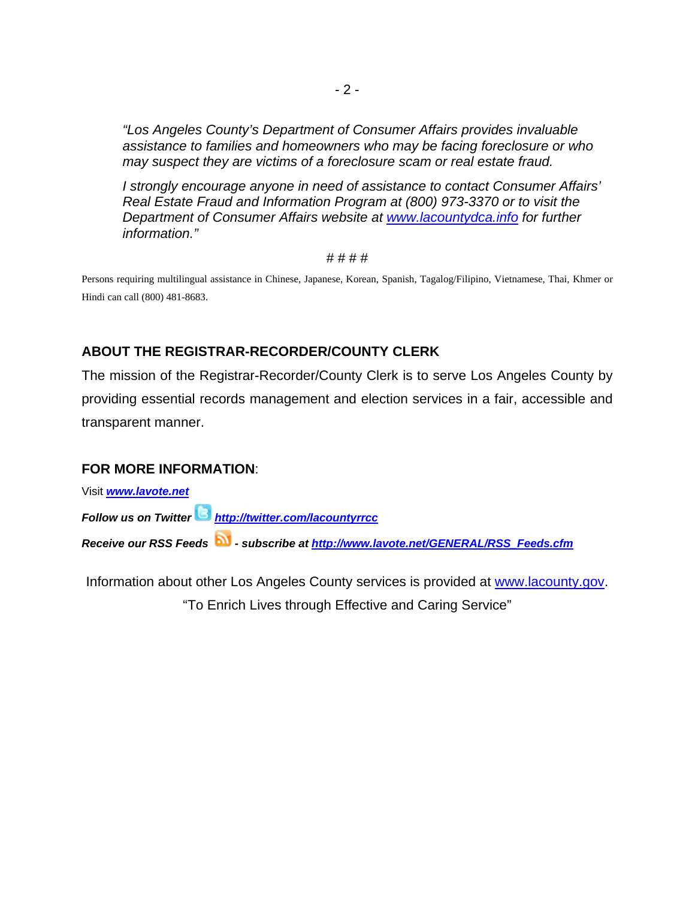*"Los Angeles County's Department of Consumer Affairs provides invaluable assistance to families and homeowners who may be facing foreclosure or who may suspect they are victims of a foreclosure scam or real estate fraud.*

*I strongly encourage anyone in need of assistance to contact Consumer Affairs' Real Estate Fraud and Information Program at (800) 973-3370 or to visit the Department of Consumer Affairs website at www.lacountydca.info for further information."*

####

Persons requiring multilingual assistance in Chinese, Japanese, Korean, Spanish, Tagalog/Filipino, Vietnamese, Thai, Khmer or Hindi can call (800) 481-8683.

**ABOUT THE REGISTRAR-RECORDER/COUNTY CLERK**

The mission of the Registrar-Recorder/County Clerk is to serve Los Angeles County by providing essential records management and election services in a fair, accessible and transparent manner.

**FOR MORE INFORMATION**:

Visit ***www.lavote.net***

***Follow us on Twitter http://twitter.com/lacountyrrcc***

***Receive our RSS Feeds - subscribe at http://www.lavote.net/GENERAL/RSS_Feeds.cfm***

Information about other Los Angeles County services is provided at www.lacounty.gov.

"To Enrich Lives through Effective and Caring Service"